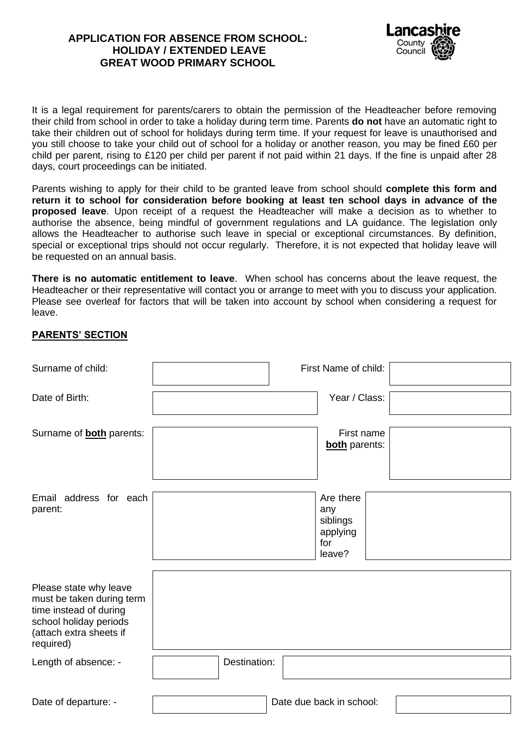# APPLICATION FOR ABSENCE FROM SCHOOL: HOLIDAY / EXTENDED LEAVE GREAT WOOD PRIMARY SCHOOL

Lancashire County Council

It is a legal requirement for parents/carers to obtain the permission of the Headteacher before removing their child from school in order to take a holiday during term time. Parents **do not** have an automatic right to take their children out of school for holidays during term time. If your request for leave is unauthorised and you still choose to take your child out of school for a holiday or another reason, you may be fined £60 per child per parent, rising to £120 per child per parent if not paid within 21 days. If the fine is unpaid after 28 days, court proceedings can be initiated.

Parents wishing to apply for their child to be granted leave from school should **complete this form and return it to school for consideration before booking at least ten school days in advance of the proposed leave**. Upon receipt of a request the Headteacher will make a decision as to whether to authorise the absence, being mindful of government regulations and LA guidance. The legislation only allows the Headteacher to authorise such leave in special or exceptional circumstances. By definition, special or exceptional trips should not occur regularly. Therefore, it is not expected that holiday leave will be requested on an annual basis.

**There is no automatic entitlement to leave**. When school has concerns about the leave request, the Headteacher or their representative will contact you or arrange to meet with you to discuss your application. Please see overleaf for factors that will be taken into account by school when considering a request for leave.

## PARENTS' SECTION

| | | | |
|---|---|---|---|
| Surname of child: | | First Name of child: | |
| Date of Birth: | | Year / Class: | |
| Surname of **both** parents: | | First name **both** parents: | |
| Email address for each parent: | | Are there any siblings applying for leave? | |

| | |
|---|---|
| Please state why leave must be taken during term time instead of during school holiday periods (attach extra sheets if required) | |

| | | | |
|---|---|---|---|
| Length of absence: - | | Destination: | |
| Date of departure: - | | Date due back in school: | |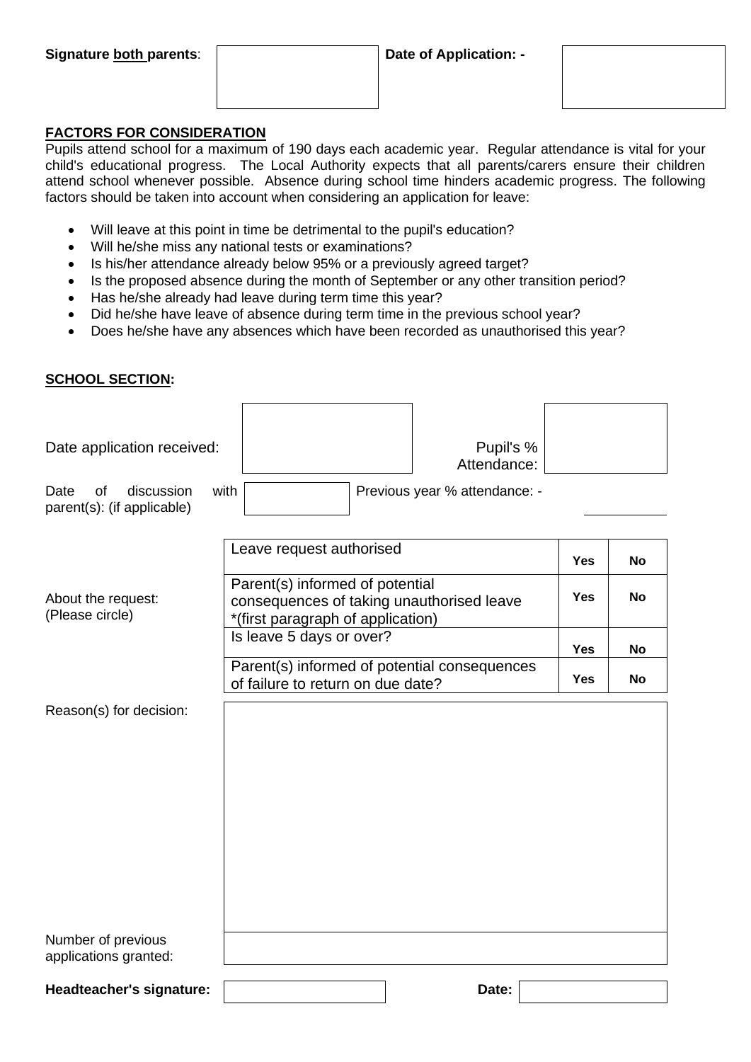**Signature both parents**: | | **Date of Application: -** | |

**FACTORS FOR CONSIDERATION**

Pupils attend school for a maximum of 190 days each academic year. Regular attendance is vital for your child's educational progress. The Local Authority expects that all parents/carers ensure their children attend school whenever possible. Absence during school time hinders academic progress. The following factors should be taken into account when considering an application for leave:

- Will leave at this point in time be detrimental to the pupil's education?
- Will he/she miss any national tests or examinations?
- Is his/her attendance already below 95% or a previously agreed target?
- Is the proposed absence during the month of September or any other transition period?
- Has he/she already had leave during term time this year?
- Did he/she have leave of absence during term time in the previous school year?
- Does he/she have any absences which have been recorded as unauthorised this year?

**SCHOOL SECTION:**

| | | | |
|---|---|---|---|
| Date application received: | | Pupil's % Attendance: | |
| Date of discussion with parent(s): (if applicable) | | Previous year % attendance: - | |

About the request: (Please circle)

| | | |
|---|---|---|
| Leave request authorised | **Yes** | **No** |
| Parent(s) informed of potential consequences of taking unauthorised leave *(first paragraph of application) | **Yes** | **No** |
| Is leave 5 days or over? | **Yes** | **No** |
| Parent(s) informed of potential consequences of failure to return on due date? | **Yes** | **No** |

| | |
|---|---|
| Reason(s) for decision: | |
| Number of previous applications granted: | |

**Headteacher's signature:** | | **Date:** | |